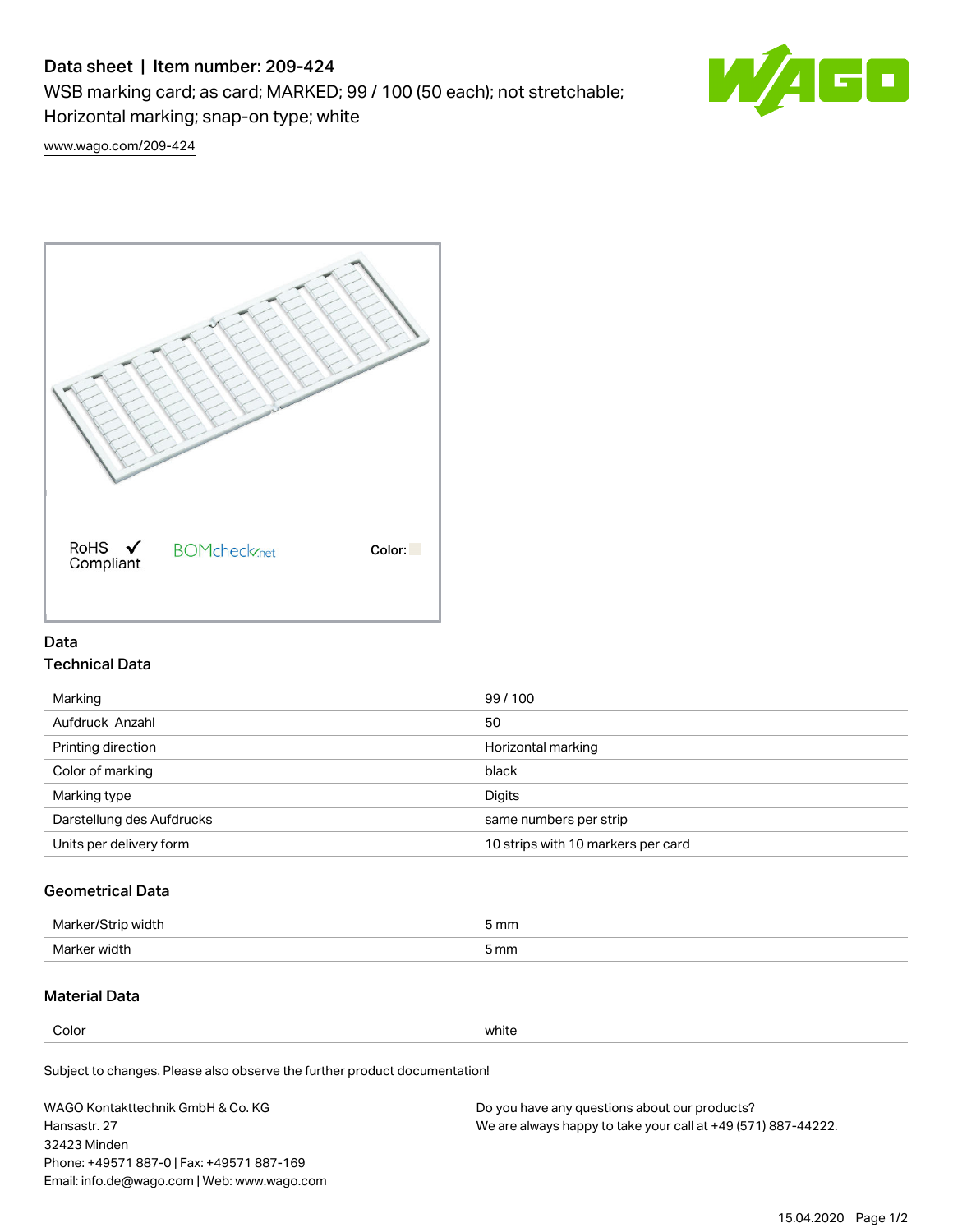# Data sheet | Item number: 209-424

WSB marking card; as card; MARKED; 99 / 100 (50 each); not stretchable; Horizontal marking; snap-on type; white

www.wago.com/209-424

RoHS ✓ Compliant

BOMcheck.net

Color:

## Data

### Technical Data

| | |
|---|---|
| Marking | 99 / 100 |
| Aufdruck_Anzahl | 50 |
| Printing direction | Horizontal marking |
| Color of marking | black |
| Marking type | Digits |
| Darstellung des Aufdrucks | same numbers per strip |
| Units per delivery form | 10 strips with 10 markers per card |

### Geometrical Data

| | |
|---|---|
| Marker/Strip width | 5 mm |
| Marker width | 5 mm |

### Material Data

| | |
|---|---|
| Color | white |

Subject to changes. Please also observe the further product documentation!

WAGO Kontakttechnik GmbH & Co. KG
Hansastr. 27
32423 Minden
Phone: +49571 887-0 | Fax: +49571 887-169
Email: info.de@wago.com | Web: www.wago.com

Do you have any questions about our products?
We are always happy to take your call at +49 (571) 887-44222.

15.04.2020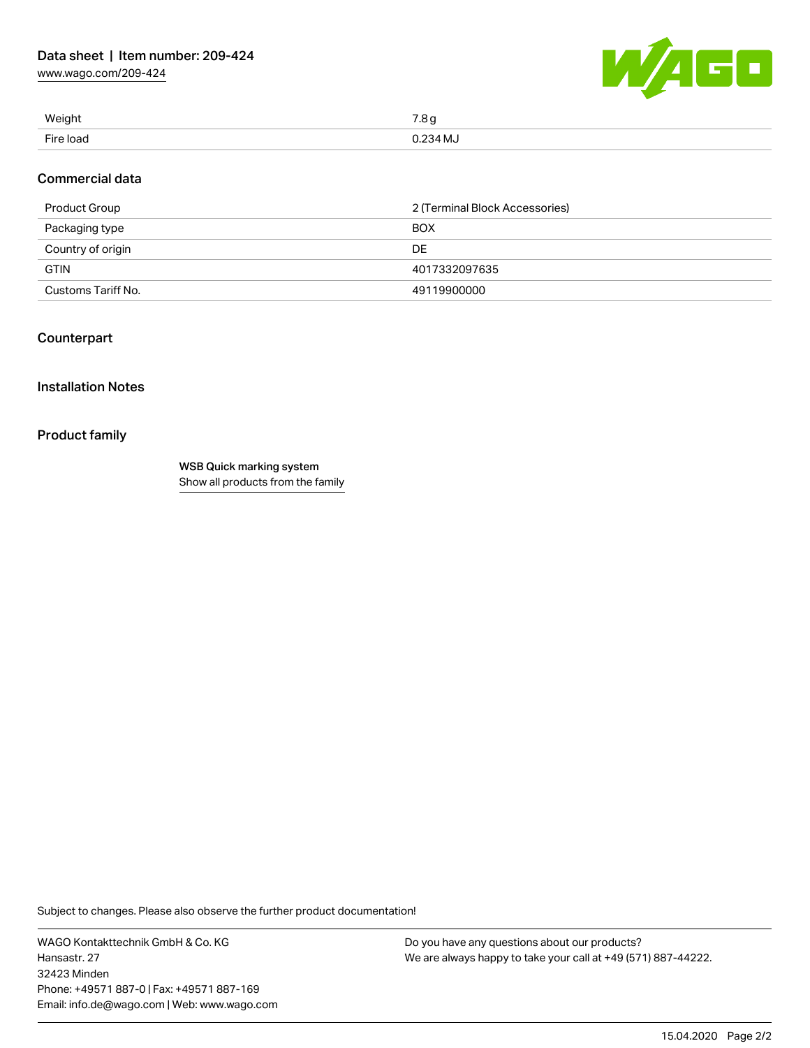| | |
|---|---|
| Weight | 7.8 g |
| Fire load | 0.234 MJ |

## Commercial data

| | |
|---|---|
| Product Group | 2 (Terminal Block Accessories) |
| Packaging type | BOX |
| Country of origin | DE |
| GTIN | 4017332097635 |
| Customs Tariff No. | 49119900000 |

## Counterpart

## Installation Notes

## Product family

**WSB Quick marking system**
Show all products from the family

Subject to changes. Please also observe the further product documentation!

WAGO Kontakttechnik GmbH & Co. KG
Hansastr. 27
32423 Minden
Phone: +49571 887-0 | Fax: +49571 887-169
Email: info.de@wago.com | Web: www.wago.com

Do you have any questions about our products?
We are always happy to take your call at +49 (571) 887-44222.